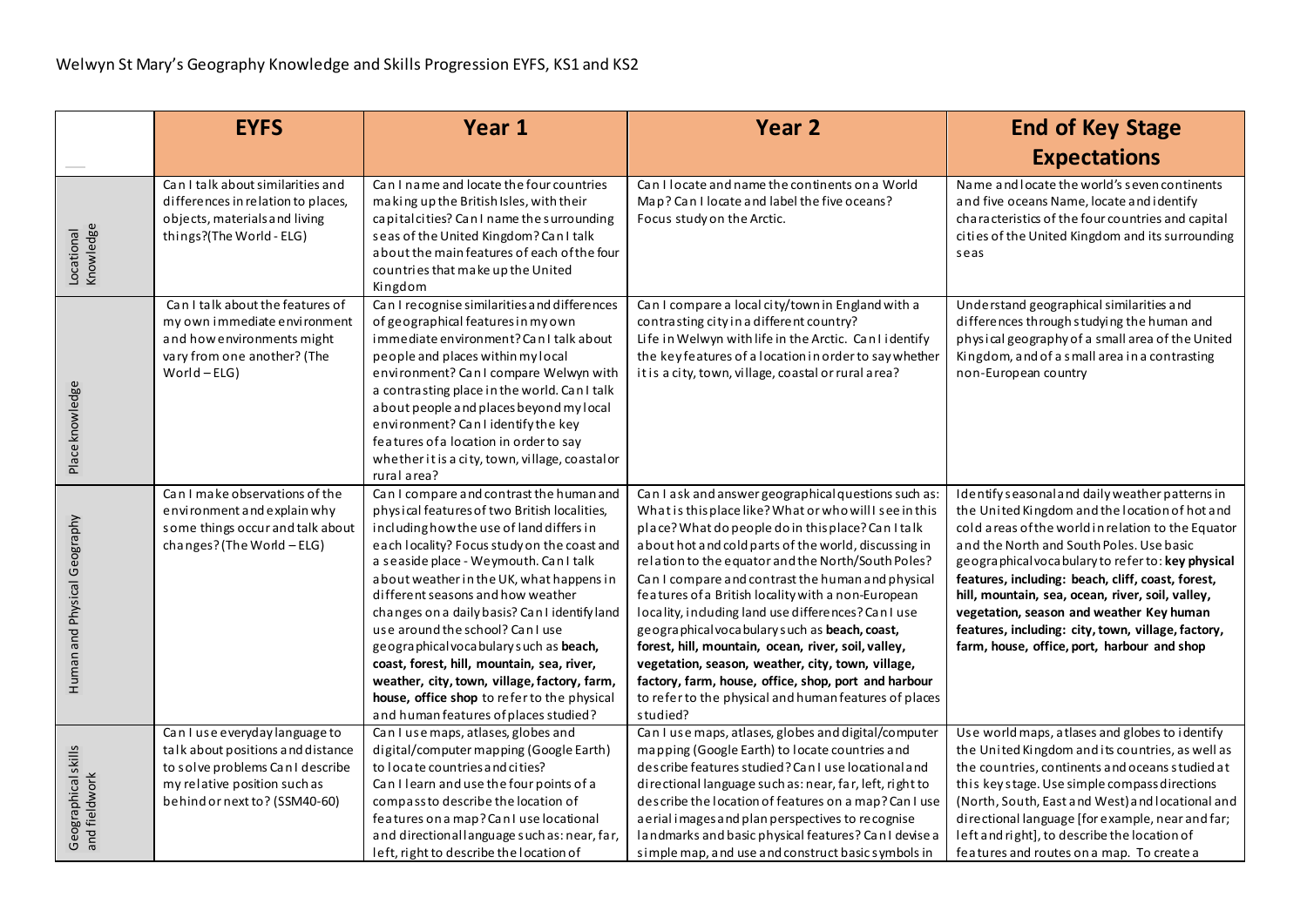# Welwyn St Mary's Geography Knowledge and Skills Progression EYFS, KS1 and KS2

| | EYFS | Year 1 | Year 2 | End of Key Stage Expectations |
|---|---|---|---|---|
| Locational Knowledge | Can I talk about similarities and differences in relation to places, objects, materials and living things?(The World - ELG) | Can I name and locate the four countries making up the British Isles, with their capital cities? Can I name the surrounding seas of the United Kingdom? Can I talk about the main features of each of the four countries that make up the United Kingdom | Can I locate and name the continents on a World Map? Can I locate and label the five oceans? Focus study on the Arctic. | Name and locate the world's seven continents and five oceans Name, locate and identify characteristics of the four countries and capital cities of the United Kingdom and its surrounding seas |
| Place knowledge | Can I talk about the features of my own immediate environment and how environments might vary from one another? (The World – ELG) | Can I recognise similarities and differences of geographical features in my own immediate environment? Can I talk about people and places within my local environment? Can I compare Welwyn with a contrasting place in the world. Can I talk about people and places beyond my local environment? Can I identify the key features of a location in order to say whether it is a city, town, village, coastal or rural area? | Can I compare a local city/town in England with a contrasting city in a different country? Life in Welwyn with life in the Arctic. Can I identify the key features of a location in order to say whether it is a city, town, village, coastal or rural area? | Understand geographical similarities and differences through studying the human and physical geography of a small area of the United Kingdom, and of a small area in a contrasting non-European country |
| Human and Physical Geography | Can I make observations of the environment and explain why some things occur and talk about changes? (The World – ELG) | Can I compare and contrast the human and physical features of two British localities, including how the use of land differs in each locality? Focus study on the coast and a seaside place - Weymouth. Can I talk about weather in the UK, what happens in different seasons and how weather changes on a daily basis? Can I identify land use around the school? Can I use geographical vocabulary such as **beach, coast, forest, hill, mountain, sea, river, weather, city, town, village, factory, farm, house, office shop** to refer to the physical and human features of places studied? | Can I ask and answer geographical questions such as: What is this place like? What or who will I see in this place? What do people do in this place? Can I talk about hot and cold parts of the world, discussing in relation to the equator and the North/South Poles? Can I compare and contrast the human and physical features of a British locality with a non-European locality, including land use differences? Can I use geographical vocabulary such as **beach, coast, forest, hill, mountain, ocean, river, soil, valley, vegetation, season, weather, city, town, village, factory, farm, house, office, shop, port and harbour** to refer to the physical and human features of places studied? | Identify seasonal and daily weather patterns in the United Kingdom and the location of hot and cold areas of the world in relation to the Equator and the North and South Poles. Use basic geographical vocabulary to refer to: **key physical features, including: beach, cliff, coast, forest, hill, mountain, sea, ocean, river, soil, valley, vegetation, season and weather Key human features, including: city, town, village, factory, farm, house, office, port, harbour and shop** |
| Geographical skills and fieldwork | Can I use everyday language to talk about positions and distance to solve problems Can I describe my relative position such as behind or next to? (SSM40-60) | Can I use maps, atlases, globes and digital/computer mapping (Google Earth) to locate countries and cities? Can I learn and use the four points of a compass to describe the location of features on a map? Can I use locational and directional language such as: near, far, left, right to describe the location of | Can I use maps, atlases, globes and digital/computer mapping (Google Earth) to locate countries and describe features studied? Can I use locational and directional language such as: near, far, left, right to describe the location of features on a map? Can I use aerial images and plan perspectives to recognise landmarks and basic physical features? Can I devise a simple map, and use and construct basic symbols in | Use world maps, atlases and globes to identify the United Kingdom and its countries, as well as the countries, continents and oceans studied at this key stage. Use simple compass directions (North, South, East and West) and locational and directional language [for example, near and far; left and right], to describe the location of features and routes on a map. To create a |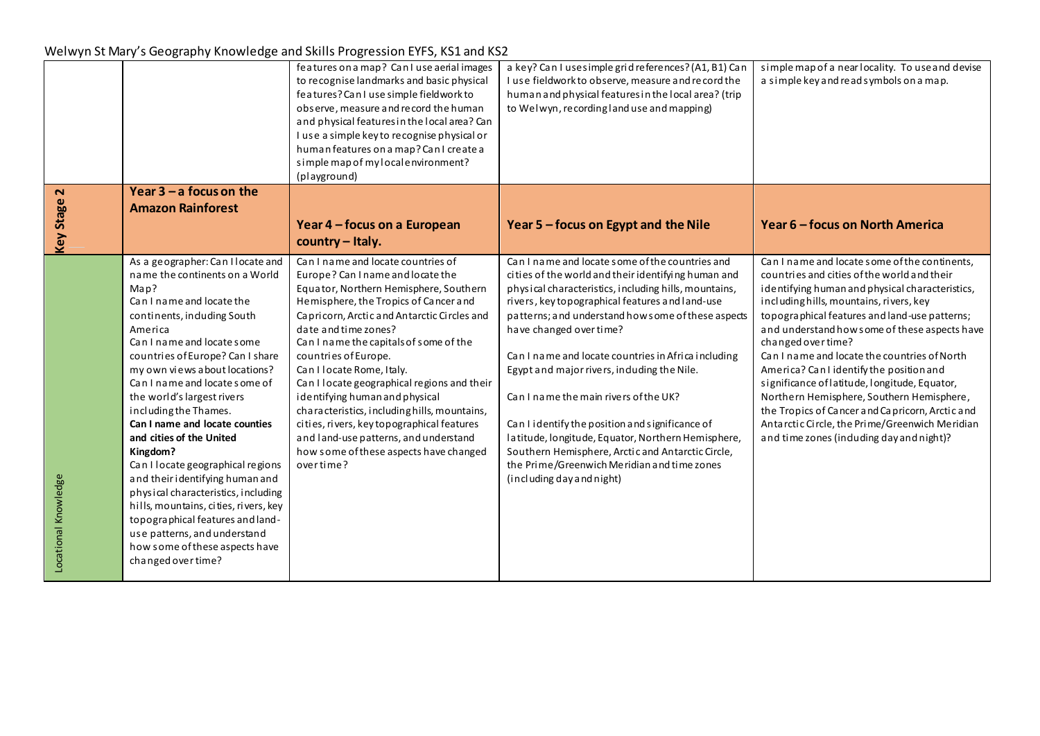Welwyn St Mary's Geography Knowledge and Skills Progression EYFS, KS1 and KS2

| | | | | |
|---|---|---|---|---|
| | | features on a map? Can I use aerial images to recognise landmarks and basic physical features? Can I use simple fieldwork to observe, measure and record the human and physical features in the local area? Can I use a simple key to recognise physical or human features on a map? Can I create a simple map of my local environment? (playground) | a key? Can I use simple grid references? (A1, B1) Can I use fieldwork to observe, measure and record the human and physical features in the local area? (trip to Welwyn, recording land use and mapping) | simple map of a near locality. To use and devise a simple key and read symbols on a map. |
| **Key Stage 2** | **Year 3 – a focus on the Amazon Rainforest** | **Year 4 – focus on a European country – Italy.** | **Year 5 – focus on Egypt and the Nile** | **Year 6 – focus on North America** |
| Locational Knowledge | As a geographer: Can I locate and name the continents on a World Map?<br>Can I name and locate the continents, including South America<br>Can I name and locate some countries of Europe? Can I share my own views about locations?<br>Can I name and locate some of the world's largest rivers including the Thames.<br>**Can I name and locate counties and cities of the United Kingdom?**<br>Can I locate geographical regions and their identifying human and physical characteristics, including hills, mountains, cities, rivers, key topographical features and land-use patterns, and understand how some of these aspects have changed over time? | Can I name and locate countries of Europe? Can I name and locate the Equator, Northern Hemisphere, Southern Hemisphere, the Tropics of Cancer and Capricorn, Arctic and Antarctic Circles and date and time zones?<br>Can I name the capitals of some of the countries of Europe.<br>Can I locate Rome, Italy.<br>Can I locate geographical regions and their identifying human and physical characteristics, including hills, mountains, cities, rivers, key topographical features and land-use patterns, and understand how some of these aspects have changed over time? | Can I name and locate some of the countries and cities of the world and their identifying human and physical characteristics, including hills, mountains, rivers, key topographical features and land-use patterns; and understand how some of these aspects have changed over time?<br><br>Can I name and locate countries in Africa including Egypt and major rivers, including the Nile.<br><br>Can I name the main rivers of the UK?<br><br>Can I identify the position and significance of latitude, longitude, Equator, Northern Hemisphere, Southern Hemisphere, Arctic and Antarctic Circle, the Prime/Greenwich Meridian and time zones (including day and night) | Can I name and locate some of the continents, countries and cities of the world and their identifying human and physical characteristics, including hills, mountains, rivers, key topographical features and land-use patterns; and understand how some of these aspects have changed over time?<br>Can I name and locate the countries of North America? Can I identify the position and significance of latitude, longitude, Equator, Northern Hemisphere, Southern Hemisphere, the Tropics of Cancer and Capricorn, Arctic and Antarctic Circle, the Prime/Greenwich Meridian and time zones (including day and night)? |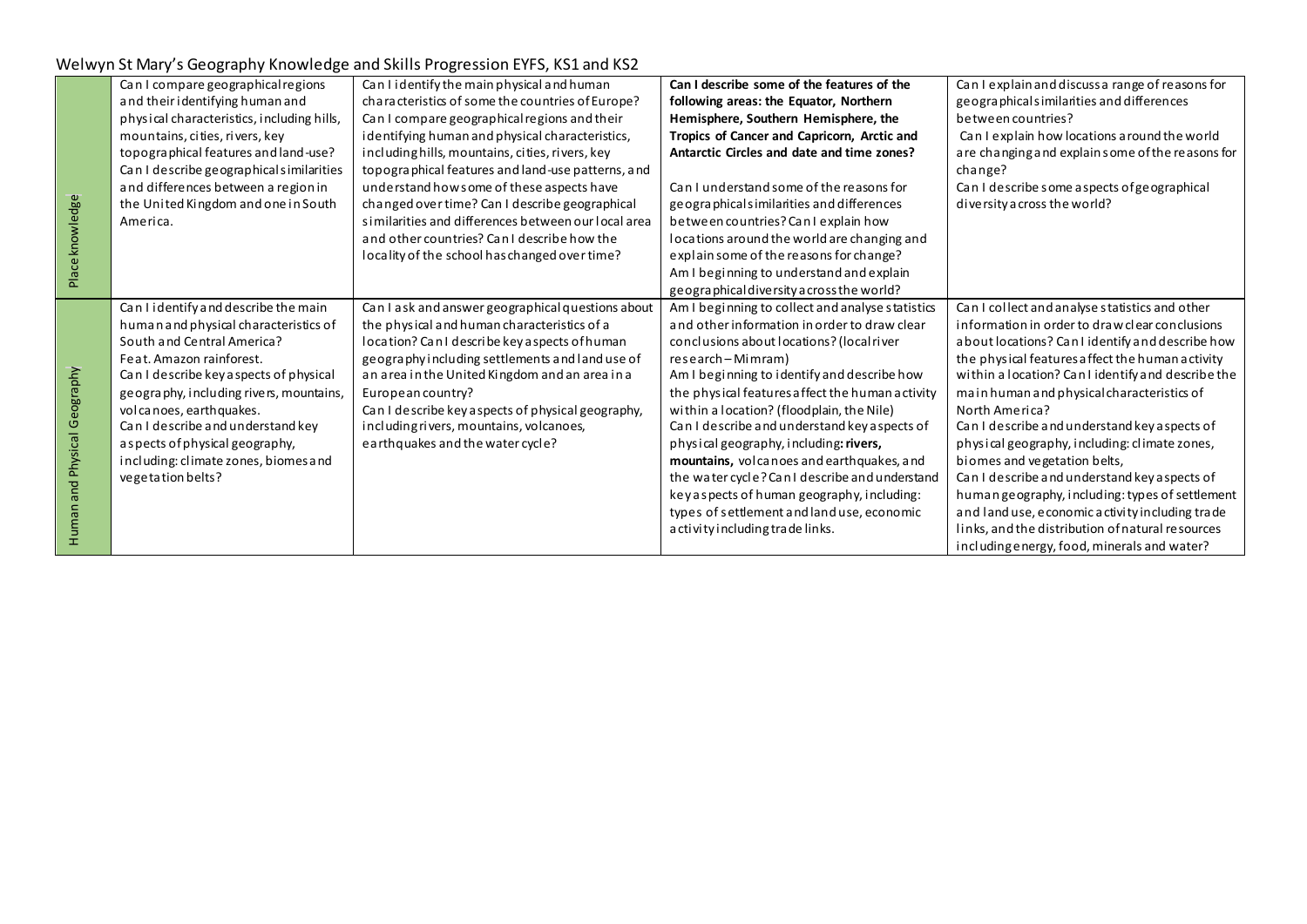# Welwyn St Mary's Geography Knowledge and Skills Progression EYFS, KS1 and KS2

| | | | | |
|---|---|---|---|---|
| Place knowledge | Can I compare geographical regions and their identifying human and physical characteristics, including hills, mountains, cities, rivers, key topographical features and land-use? Can I describe geographical similarities and differences between a region in the United Kingdom and one in South America. | Can I identify the main physical and human characteristics of some the countries of Europe? Can I compare geographical regions and their identifying human and physical characteristics, including hills, mountains, cities, rivers, key topographical features and land-use patterns, and understand how some of these aspects have changed over time? Can I describe geographical similarities and differences between our local area and other countries? Can I describe how the locality of the school has changed over time? | **Can I describe some of the features of the following areas: the Equator, Northern Hemisphere, Southern Hemisphere, the Tropics of Cancer and Capricorn, Arctic and Antarctic Circles and date and time zones?**<br><br>Can I understand some of the reasons for geographical similarities and differences between countries? Can I explain how locations around the world are changing and explain some of the reasons for change? Am I beginning to understand and explain geographical diversity across the world? | Can I explain and discuss a range of reasons for geographical similarities and differences between countries? Can I explain how locations around the world are changing and explain some of the reasons for change? Can I describe some aspects of geographical diversity across the world? |
| Human and Physical Geography | Can I identify and describe the main human and physical characteristics of South and Central America? Feat. Amazon rainforest. Can I describe key aspects of physical geography, including rivers, mountains, volcanoes, earthquakes. Can I describe and understand key aspects of physical geography, including: climate zones, biomes and vegetation belts? | Can I ask and answer geographical questions about the physical and human characteristics of a location? Can I describe key aspects of human geography including settlements and land use of an area in the United Kingdom and an area in a European country? Can I describe key aspects of physical geography, including rivers, mountains, volcanoes, earthquakes and the water cycle? | Am I beginning to collect and analyse statistics and other information in order to draw clear conclusions about locations? (local river research – Mimram) Am I beginning to identify and describe how the physical features affect the human activity within a location? (floodplain, the Nile) Can I describe and understand key aspects of physical geography, including: **rivers, mountains,** volcanoes and earthquakes, and the water cycle? Can I describe and understand key aspects of human geography, including: types of settlement and land use, economic activity including trade links. | Can I collect and analyse statistics and other information in order to draw clear conclusions about locations? Can I identify and describe how the physical features affect the human activity within a location? Can I identify and describe the main human and physical characteristics of North America? Can I describe and understand key aspects of physical geography, including: climate zones, biomes and vegetation belts, Can I describe and understand key aspects of human geography, including: types of settlement and land use, economic activity including trade links, and the distribution of natural resources including energy, food, minerals and water? |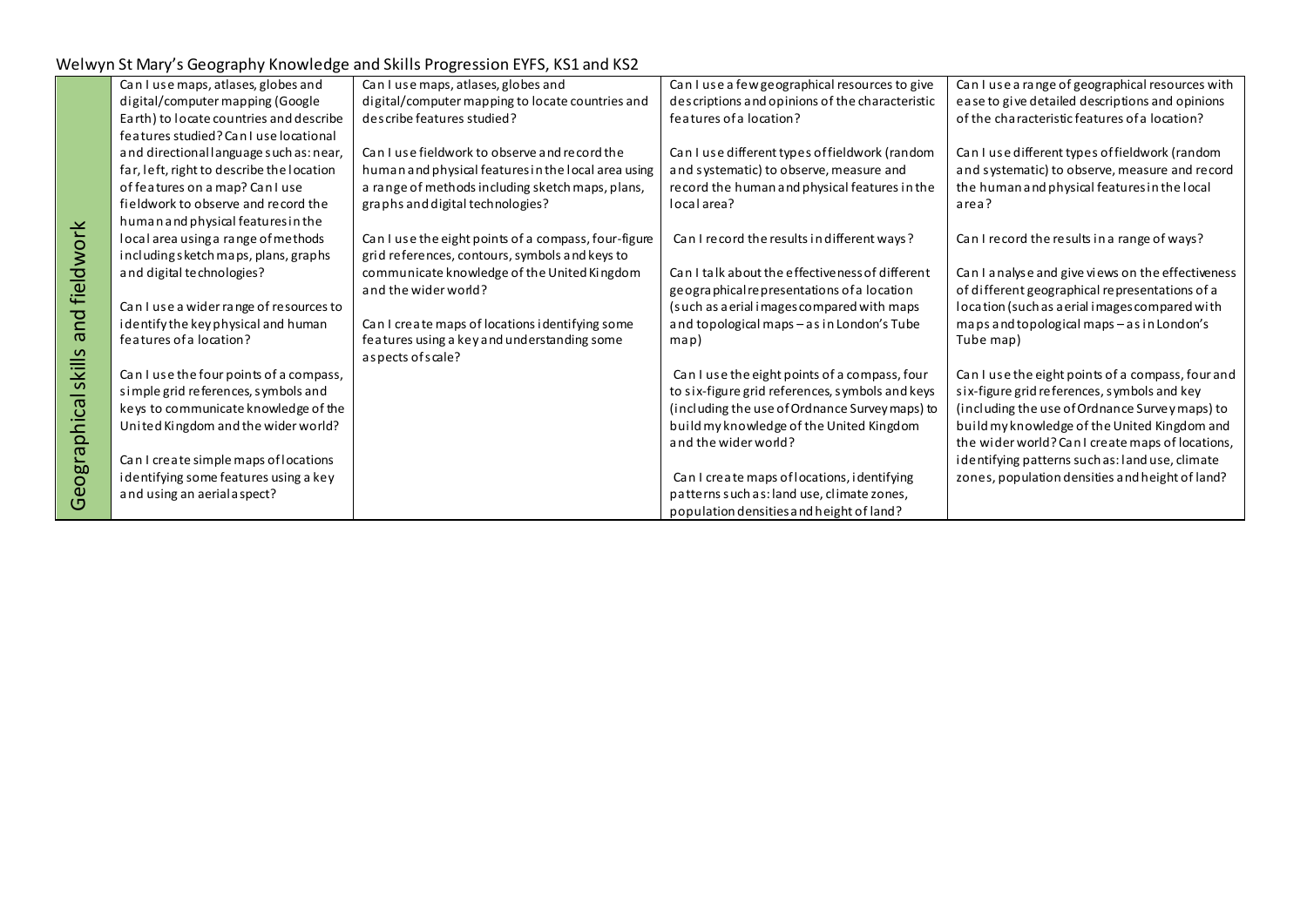Welwyn St Mary's Geography Knowledge and Skills Progression EYFS, KS1 and KS2

| | | | | |
|---|---|---|---|---|
| Geographical skills and fieldwork | Can I use maps, atlases, globes and digital/computer mapping (Google Earth) to locate countries and describe features studied? Can I use locational and directional language such as: near, far, left, right to describe the location of features on a map? Can I use fieldwork to observe and record the human and physical features in the local area using a range of methods including sketch maps, plans, graphs and digital technologies?<br><br>Can I use a wider range of resources to identify the key physical and human features of a location?<br><br>Can I use the four points of a compass, simple grid references, symbols and keys to communicate knowledge of the United Kingdom and the wider world?<br><br>Can I create simple maps of locations identifying some features using a key and using an aerial aspect? | Can I use maps, atlases, globes and digital/computer mapping to locate countries and describe features studied?<br><br>Can I use fieldwork to observe and record the human and physical features in the local area using a range of methods including sketch maps, plans, graphs and digital technologies?<br><br>Can I use the eight points of a compass, four-figure grid references, contours, symbols and keys to communicate knowledge of the United Kingdom and the wider world?<br><br>Can I create maps of locations identifying some features using a key and understanding some aspects of scale? | Can I use a few geographical resources to give descriptions and opinions of the characteristic features of a location?<br><br>Can I use different types of fieldwork (random and systematic) to observe, measure and record the human and physical features in the local area?<br><br>Can I record the results in different ways?<br><br>Can I talk about the effectiveness of different geographical representations of a location (such as aerial images compared with maps and topological maps – as in London's Tube map)<br><br>Can I use the eight points of a compass, four to six-figure grid references, symbols and keys (including the use of Ordnance Survey maps) to build my knowledge of the United Kingdom and the wider world?<br><br>Can I create maps of locations, identifying patterns such as: land use, climate zones, population densities and height of land? | Can I use a range of geographical resources with ease to give detailed descriptions and opinions of the characteristic features of a location?<br><br>Can I use different types of fieldwork (random and systematic) to observe, measure and record the human and physical features in the local area?<br><br>Can I record the results in a range of ways?<br><br>Can I analyse and give views on the effectiveness of different geographical representations of a location (such as aerial images compared with maps and topological maps – as in London's Tube map)<br><br>Can I use the eight points of a compass, four and six-figure grid references, symbols and key (including the use of Ordnance Survey maps) to build my knowledge of the United Kingdom and the wider world? Can I create maps of locations, identifying patterns such as: land use, climate zones, population densities and height of land? |